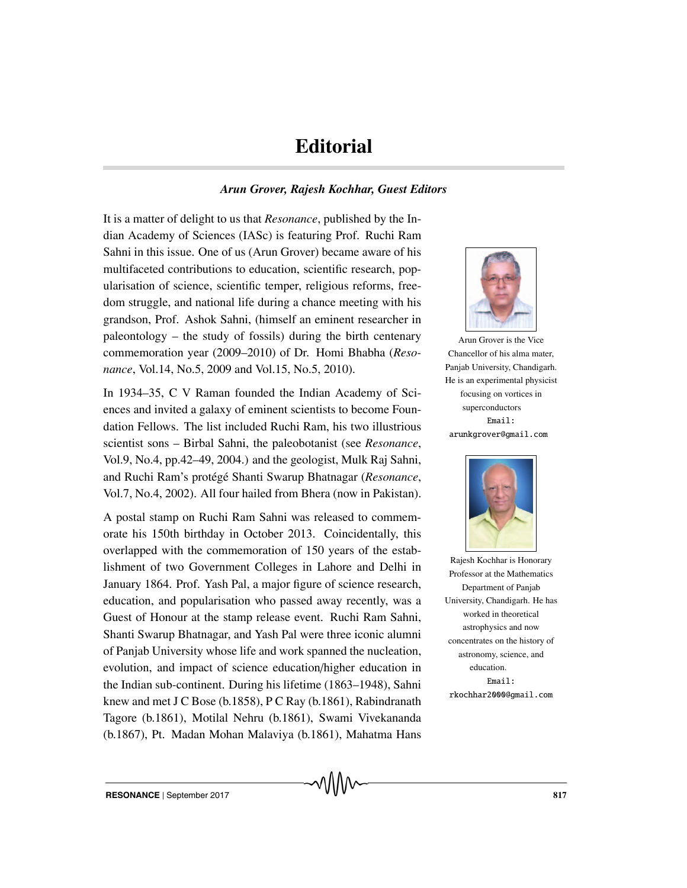# Editorial

***Arun Grover, Rajesh Kochhar, Guest Editors***

It is a matter of delight to us that *Resonance*, published by the Indian Academy of Sciences (IASc) is featuring Prof. Ruchi Ram Sahni in this issue. One of us (Arun Grover) became aware of his multifaceted contributions to education, scientific research, popularisation of science, scientific temper, religious reforms, freedom struggle, and national life during a chance meeting with his grandson, Prof. Ashok Sahni, (himself an eminent researcher in paleontology – the study of fossils) during the birth centenary commemoration year (2009–2010) of Dr. Homi Bhabha (*Resonance*, Vol.14, No.5, 2009 and Vol.15, No.5, 2010).

Arun Grover is the Vice Chancellor of his alma mater, Panjab University, Chandigarh. He is an experimental physicist focusing on vortices in superconductors
Email: arunkgrover@gmail.com

In 1934–35, C V Raman founded the Indian Academy of Sciences and invited a galaxy of eminent scientists to become Foundation Fellows. The list included Ruchi Ram, his two illustrious scientist sons – Birbal Sahni, the paleobotanist (see *Resonance*, Vol.9, No.4, pp.42–49, 2004.) and the geologist, Mulk Raj Sahni, and Ruchi Ram's protégé Shanti Swarup Bhatnagar (*Resonance*, Vol.7, No.4, 2002). All four hailed from Bhera (now in Pakistan).

Rajesh Kochhar is Honorary Professor at the Mathematics Department of Panjab University, Chandigarh. He has worked in theoretical astrophysics and now concentrates on the history of astronomy, science, and education.
Email: rkochhar2000@gmail.com

A postal stamp on Ruchi Ram Sahni was released to commemorate his 150th birthday in October 2013. Coincidentally, this overlapped with the commemoration of 150 years of the establishment of two Government Colleges in Lahore and Delhi in January 1864. Prof. Yash Pal, a major figure of science research, education, and popularisation who passed away recently, was a Guest of Honour at the stamp release event. Ruchi Ram Sahni, Shanti Swarup Bhatnagar, and Yash Pal were three iconic alumni of Panjab University whose life and work spanned the nucleation, evolution, and impact of science education/higher education in the Indian sub-continent. During his lifetime (1863–1948), Sahni knew and met J C Bose (b.1858), P C Ray (b.1861), Rabindranath Tagore (b.1861), Motilal Nehru (b.1861), Swami Vivekananda (b.1867), Pt. Madan Mohan Malaviya (b.1861), Mahatma Hans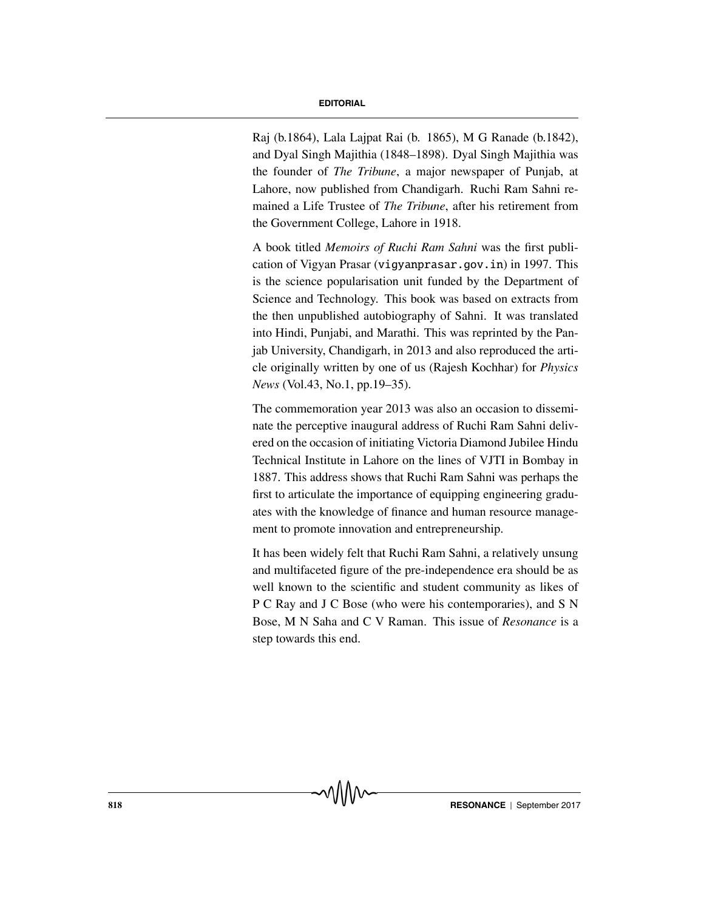Raj (b.1864), Lala Lajpat Rai (b. 1865), M G Ranade (b.1842), and Dyal Singh Majithia (1848–1898). Dyal Singh Majithia was the founder of *The Tribune*, a major newspaper of Punjab, at Lahore, now published from Chandigarh. Ruchi Ram Sahni remained a Life Trustee of *The Tribune*, after his retirement from the Government College, Lahore in 1918.

A book titled *Memoirs of Ruchi Ram Sahni* was the first publication of Vigyan Prasar (`vigyanprasar.gov.in`) in 1997. This is the science popularisation unit funded by the Department of Science and Technology. This book was based on extracts from the then unpublished autobiography of Sahni. It was translated into Hindi, Punjabi, and Marathi. This was reprinted by the Panjab University, Chandigarh, in 2013 and also reproduced the article originally written by one of us (Rajesh Kochhar) for *Physics News* (Vol.43, No.1, pp.19–35).

The commemoration year 2013 was also an occasion to disseminate the perceptive inaugural address of Ruchi Ram Sahni delivered on the occasion of initiating Victoria Diamond Jubilee Hindu Technical Institute in Lahore on the lines of VJTI in Bombay in 1887. This address shows that Ruchi Ram Sahni was perhaps the first to articulate the importance of equipping engineering graduates with the knowledge of finance and human resource management to promote innovation and entrepreneurship.

It has been widely felt that Ruchi Ram Sahni, a relatively unsung and multifaceted figure of the pre-independence era should be as well known to the scientific and student community as likes of P C Ray and J C Bose (who were his contemporaries), and S N Bose, M N Saha and C V Raman. This issue of *Resonance* is a step towards this end.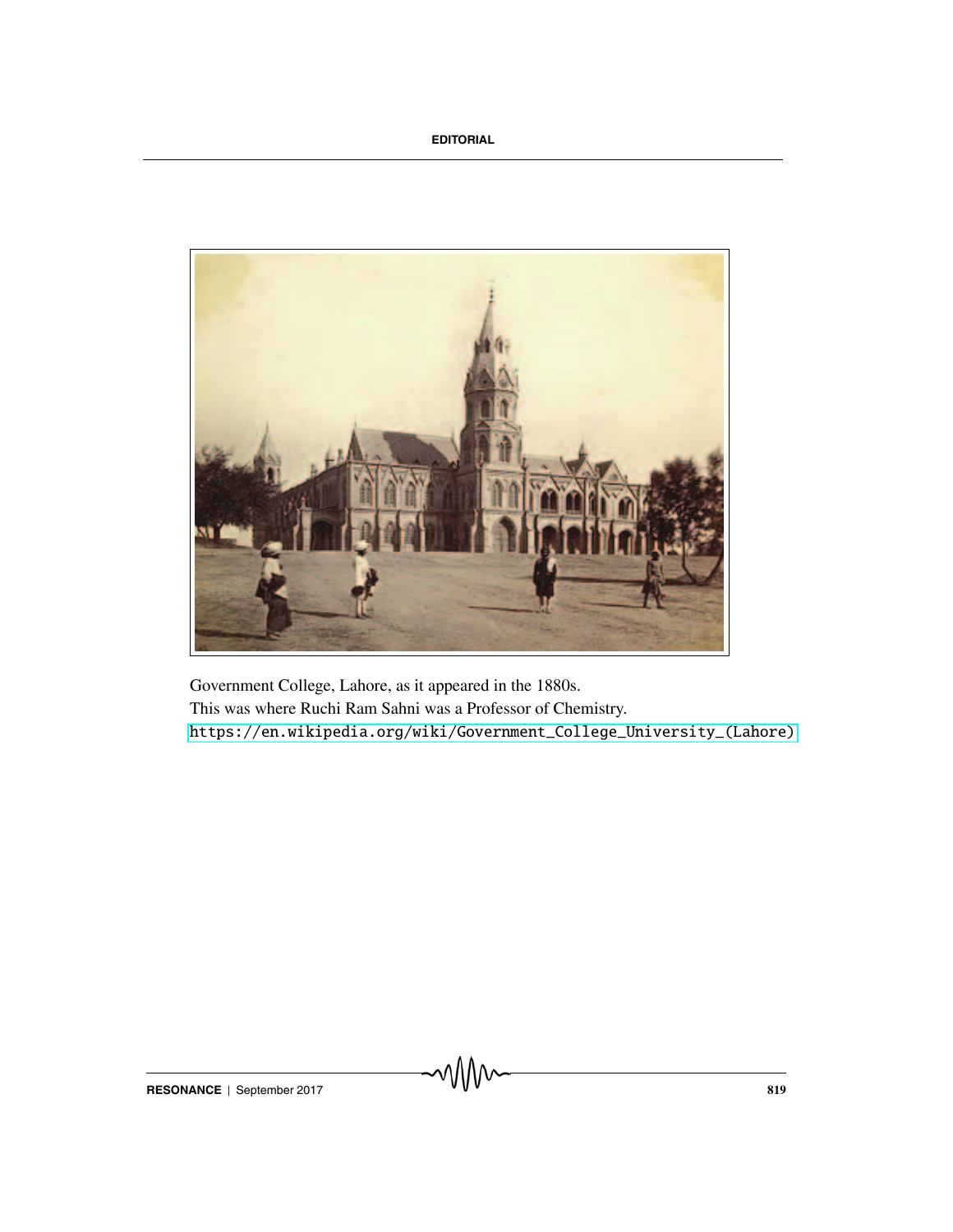Government College, Lahore, as it appeared in the 1880s.
This was where Ruchi Ram Sahni was a Professor of Chemistry.
https://en.wikipedia.org/wiki/Government_College_University_(Lahore)